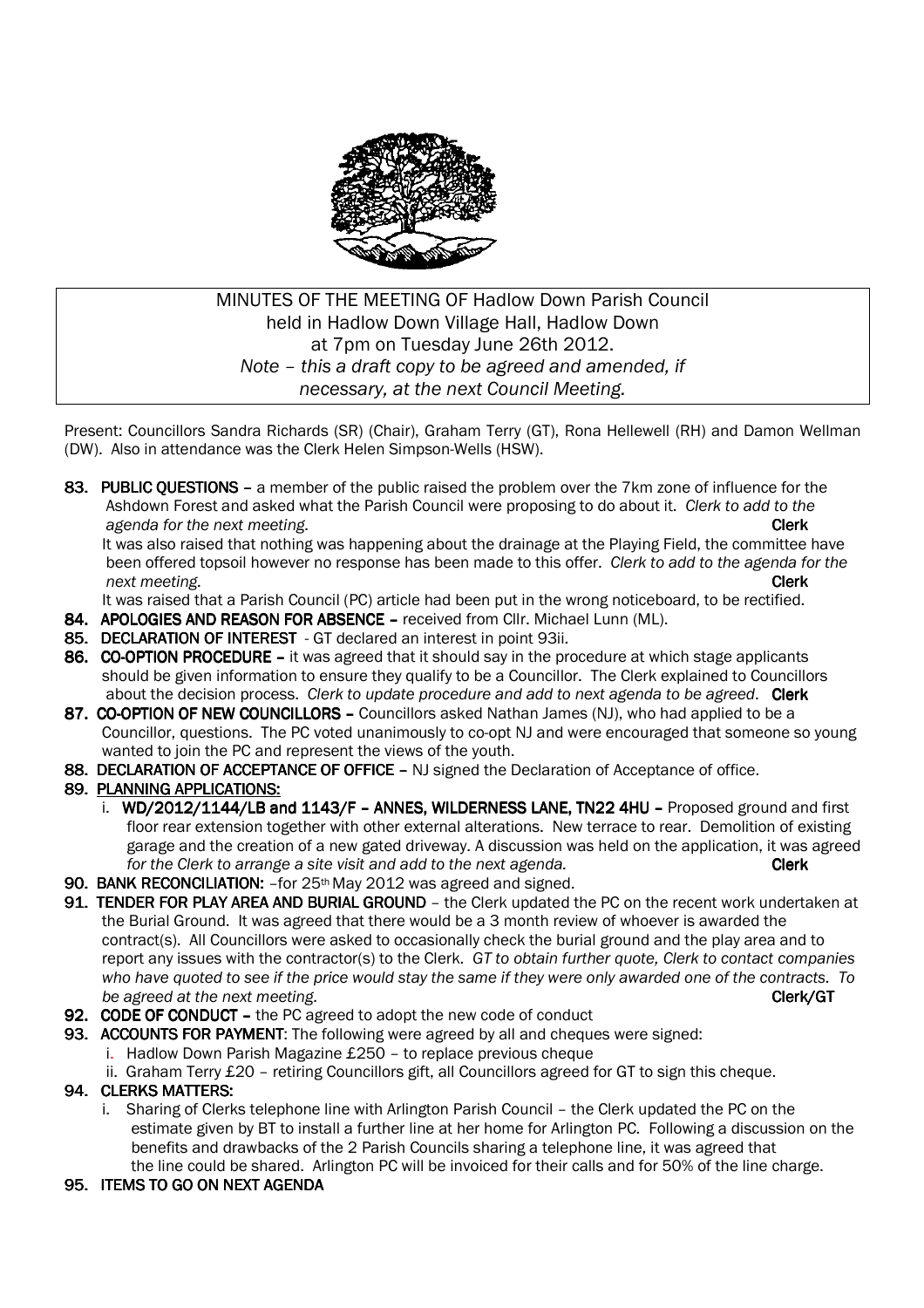MINUTES OF THE MEETING OF Hadlow Down Parish Council
held in Hadlow Down Village Hall, Hadlow Down
at 7pm on Tuesday June 26th 2012.
*Note – this a draft copy to be agreed and amended, if necessary, at the next Council Meeting.*

Present: Councillors Sandra Richards (SR) (Chair), Graham Terry (GT), Rona Hellewell (RH) and Damon Wellman (DW). Also in attendance was the Clerk Helen Simpson-Wells (HSW).

**83. PUBLIC QUESTIONS –** a member of the public raised the problem over the 7km zone of influence for the Ashdown Forest and asked what the Parish Council were proposing to do about it. *Clerk to add to the agenda for the next meeting.* **Clerk**

It was also raised that nothing was happening about the drainage at the Playing Field, the committee have been offered topsoil however no response has been made to this offer. *Clerk to add to the agenda for the next meeting.* **Clerk**

It was raised that a Parish Council (PC) article had been put in the wrong noticeboard, to be rectified.

**84. APOLOGIES AND REASON FOR ABSENCE –** received from Cllr. Michael Lunn (ML).

**85. DECLARATION OF INTEREST** - GT declared an interest in point 93ii.

**86. CO-OPTION PROCEDURE –** it was agreed that it should say in the procedure at which stage applicants should be given information to ensure they qualify to be a Councillor. The Clerk explained to Councillors about the decision process. *Clerk to update procedure and add to next agenda to be agreed*. **Clerk**

**87. CO-OPTION OF NEW COUNCILLORS –** Councillors asked Nathan James (NJ), who had applied to be a Councillor, questions. The PC voted unanimously to co-opt NJ and were encouraged that someone so young wanted to join the PC and represent the views of the youth.

**88. DECLARATION OF ACCEPTANCE OF OFFICE –** NJ signed the Declaration of Acceptance of office.

**89. PLANNING APPLICATIONS:**

i. **WD/2012/1144/LB and 1143/F – ANNES, WILDERNESS LANE, TN22 4HU –** Proposed ground and first floor rear extension together with other external alterations. New terrace to rear. Demolition of existing garage and the creation of a new gated driveway. A discussion was held on the application, it was agreed *for the Clerk to arrange a site visit and add to the next agenda.* **Clerk**

**90. BANK RECONCILIATION:** –for 25th May 2012 was agreed and signed.

**91. TENDER FOR PLAY AREA AND BURIAL GROUND** – the Clerk updated the PC on the recent work undertaken at the Burial Ground. It was agreed that there would be a 3 month review of whoever is awarded the contract(s). All Councillors were asked to occasionally check the burial ground and the play area and to report any issues with the contractor(s) to the Clerk. *GT to obtain further quote, Clerk to contact companies who have quoted to see if the price would stay the same if they were only awarded one of the contracts. To be agreed at the next meeting.* **Clerk/GT**

**92. CODE OF CONDUCT –** the PC agreed to adopt the new code of conduct

**93. ACCOUNTS FOR PAYMENT**: The following were agreed by all and cheques were signed:

i. Hadlow Down Parish Magazine £250 – to replace previous cheque
ii. Graham Terry £20 – retiring Councillors gift, all Councillors agreed for GT to sign this cheque.

**94. CLERKS MATTERS:**

i. Sharing of Clerks telephone line with Arlington Parish Council – the Clerk updated the PC on the estimate given by BT to install a further line at her home for Arlington PC. Following a discussion on the benefits and drawbacks of the 2 Parish Councils sharing a telephone line, it was agreed that the line could be shared. Arlington PC will be invoiced for their calls and for 50% of the line charge.

**95. ITEMS TO GO ON NEXT AGENDA**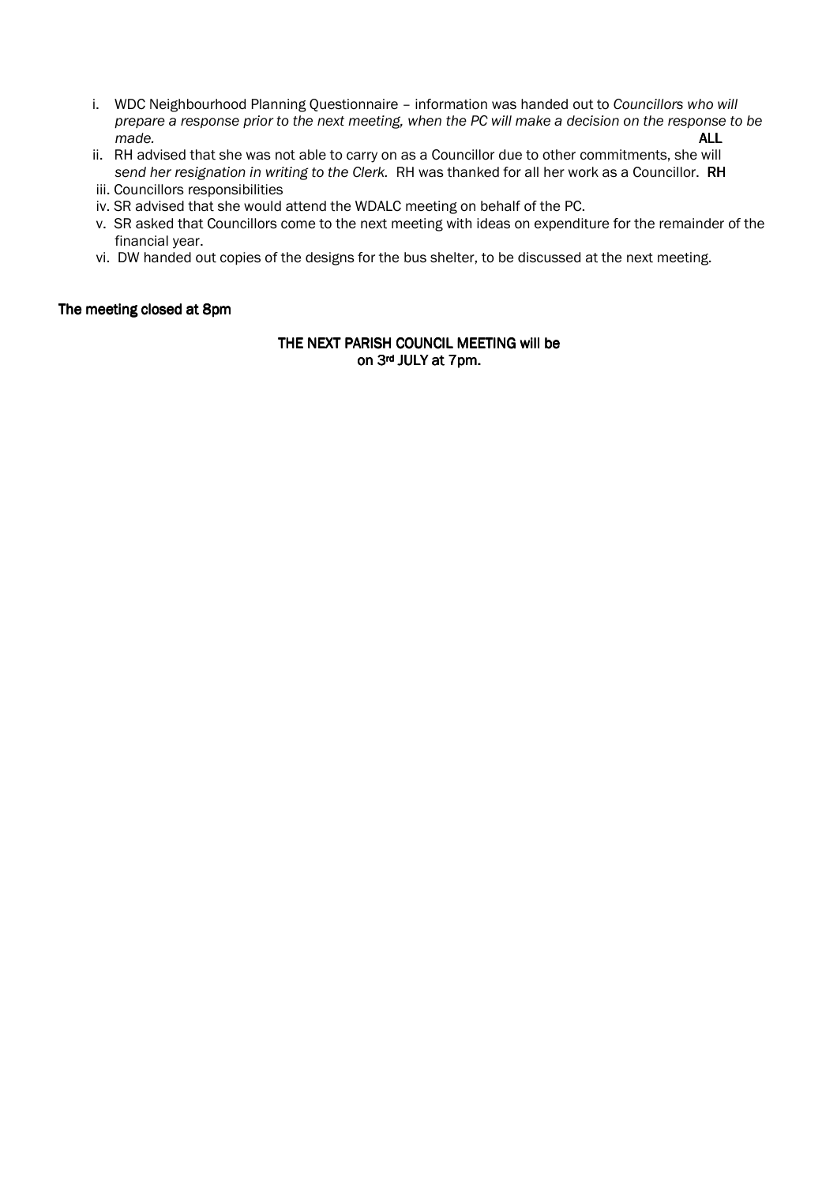i. WDC Neighbourhood Planning Questionnaire – information was handed out to *Councillors who will prepare a response prior to the next meeting, when the PC will make a decision on the response to be made.* **ALL**

ii. RH advised that she was not able to carry on as a Councillor due to other commitments, she will *send her resignation in writing to the Clerk.* RH was thanked for all her work as a Councillor. **RH**

iii. Councillors responsibilities

iv. SR advised that she would attend the WDALC meeting on behalf of the PC.

v. SR asked that Councillors come to the next meeting with ideas on expenditure for the remainder of the financial year.

vi. DW handed out copies of the designs for the bus shelter, to be discussed at the next meeting.

**The meeting closed at 8pm**

**THE NEXT PARISH COUNCIL MEETING will be on 3rd JULY at 7pm.**